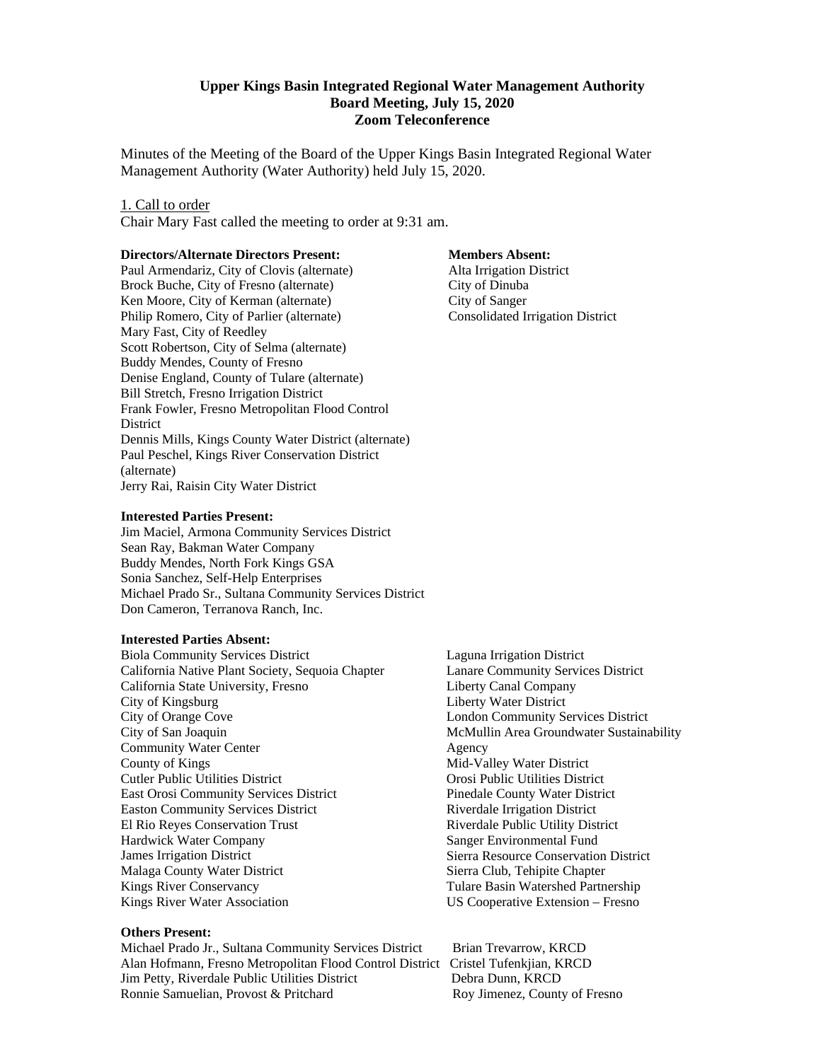**Upper Kings Basin Integrated Regional Water Management Authority**
**Board Meeting, July 15, 2020**
**Zoom Teleconference**

Minutes of the Meeting of the Board of the Upper Kings Basin Integrated Regional Water Management Authority (Water Authority) held July 15, 2020.

1. Call to order

Chair Mary Fast called the meeting to order at 9:31 am.

**Directors/Alternate Directors Present:**

Paul Armendariz, City of Clovis (alternate)
Brock Buche, City of Fresno (alternate)
Ken Moore, City of Kerman (alternate)
Philip Romero, City of Parlier (alternate)
Mary Fast, City of Reedley
Scott Robertson, City of Selma (alternate)
Buddy Mendes, County of Fresno
Denise England, County of Tulare (alternate)
Bill Stretch, Fresno Irrigation District
Frank Fowler, Fresno Metropolitan Flood Control District
Dennis Mills, Kings County Water District (alternate)
Paul Peschel, Kings River Conservation District (alternate)
Jerry Rai, Raisin City Water District

**Members Absent:**

Alta Irrigation District
City of Dinuba
City of Sanger
Consolidated Irrigation District

**Interested Parties Present:**

Jim Maciel, Armona Community Services District
Sean Ray, Bakman Water Company
Buddy Mendes, North Fork Kings GSA
Sonia Sanchez, Self-Help Enterprises
Michael Prado Sr., Sultana Community Services District
Don Cameron, Terranova Ranch, Inc.

**Interested Parties Absent:**

Biola Community Services District
California Native Plant Society, Sequoia Chapter
California State University, Fresno
City of Kingsburg
City of Orange Cove
City of San Joaquin
Community Water Center
County of Kings
Cutler Public Utilities District
East Orosi Community Services District
Easton Community Services District
El Rio Reyes Conservation Trust
Hardwick Water Company
James Irrigation District
Malaga County Water District
Kings River Conservancy
Kings River Water Association
Laguna Irrigation District
Lanare Community Services District
Liberty Canal Company
Liberty Water District
London Community Services District
McMullin Area Groundwater Sustainability Agency
Mid-Valley Water District
Orosi Public Utilities District
Pinedale County Water District
Riverdale Irrigation District
Riverdale Public Utility District
Sanger Environmental Fund
Sierra Resource Conservation District
Sierra Club, Tehipite Chapter
Tulare Basin Watershed Partnership
US Cooperative Extension – Fresno

**Others Present:**

Michael Prado Jr., Sultana Community Services District
Alan Hofmann, Fresno Metropolitan Flood Control District
Jim Petty, Riverdale Public Utilities District
Ronnie Samuelian, Provost & Pritchard
Brian Trevarrow, KRCD
Cristel Tufenkjian, KRCD
Debra Dunn, KRCD
Roy Jimenez, County of Fresno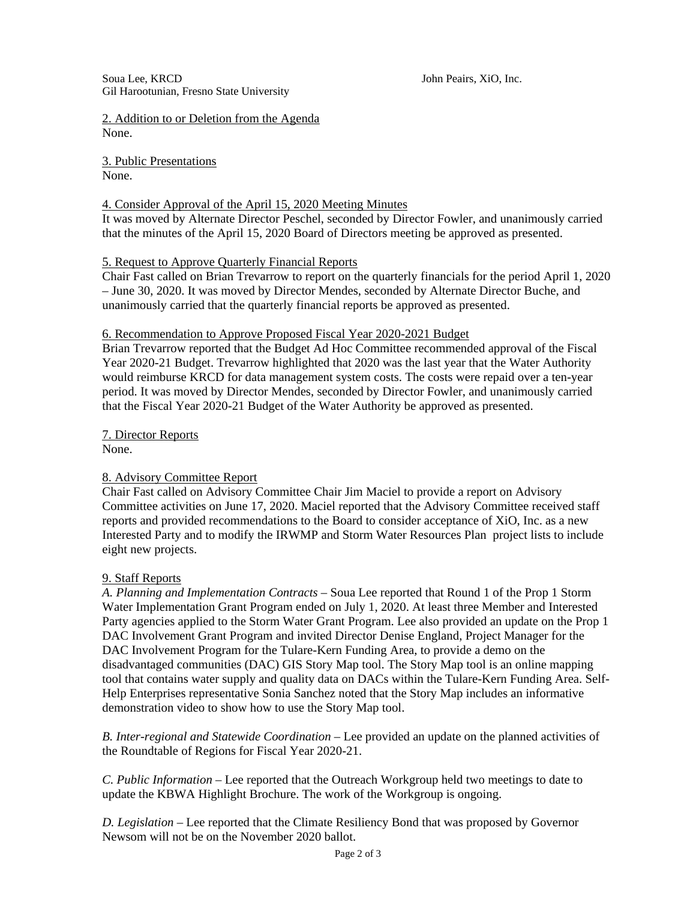Soua Lee, KRCD
Gil Harootunian, Fresno State University
John Peairs, XiO, Inc.

2. Addition to or Deletion from the Agenda
None.

3. Public Presentations
None.

4. Consider Approval of the April 15, 2020 Meeting Minutes
It was moved by Alternate Director Peschel, seconded by Director Fowler, and unanimously carried that the minutes of the April 15, 2020 Board of Directors meeting be approved as presented.

5. Request to Approve Quarterly Financial Reports
Chair Fast called on Brian Trevarrow to report on the quarterly financials for the period April 1, 2020 – June 30, 2020. It was moved by Director Mendes, seconded by Alternate Director Buche, and unanimously carried that the quarterly financial reports be approved as presented.

6. Recommendation to Approve Proposed Fiscal Year 2020-2021 Budget
Brian Trevarrow reported that the Budget Ad Hoc Committee recommended approval of the Fiscal Year 2020-21 Budget. Trevarrow highlighted that 2020 was the last year that the Water Authority would reimburse KRCD for data management system costs. The costs were repaid over a ten-year period. It was moved by Director Mendes, seconded by Director Fowler, and unanimously carried that the Fiscal Year 2020-21 Budget of the Water Authority be approved as presented.

7. Director Reports
None.

8. Advisory Committee Report
Chair Fast called on Advisory Committee Chair Jim Maciel to provide a report on Advisory Committee activities on June 17, 2020. Maciel reported that the Advisory Committee received staff reports and provided recommendations to the Board to consider acceptance of XiO, Inc. as a new Interested Party and to modify the IRWMP and Storm Water Resources Plan project lists to include eight new projects.

9. Staff Reports
*A. Planning and Implementation Contracts* – Soua Lee reported that Round 1 of the Prop 1 Storm Water Implementation Grant Program ended on July 1, 2020. At least three Member and Interested Party agencies applied to the Storm Water Grant Program. Lee also provided an update on the Prop 1 DAC Involvement Grant Program and invited Director Denise England, Project Manager for the DAC Involvement Program for the Tulare-Kern Funding Area, to provide a demo on the disadvantaged communities (DAC) GIS Story Map tool. The Story Map tool is an online mapping tool that contains water supply and quality data on DACs within the Tulare-Kern Funding Area. Self-Help Enterprises representative Sonia Sanchez noted that the Story Map includes an informative demonstration video to show how to use the Story Map tool.

*B. Inter-regional and Statewide Coordination* – Lee provided an update on the planned activities of the Roundtable of Regions for Fiscal Year 2020-21.

*C. Public Information* – Lee reported that the Outreach Workgroup held two meetings to date to update the KBWA Highlight Brochure. The work of the Workgroup is ongoing.

*D. Legislation* – Lee reported that the Climate Resiliency Bond that was proposed by Governor Newsom will not be on the November 2020 ballot.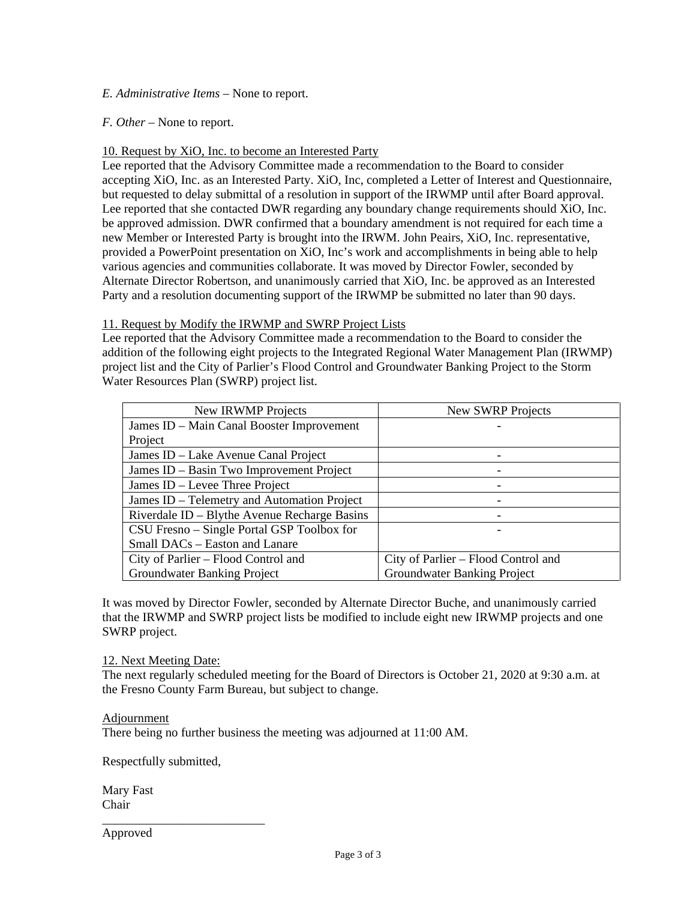*E. Administrative Items* – None to report.

*F. Other* – None to report.

10. Request by XiO, Inc. to become an Interested Party

Lee reported that the Advisory Committee made a recommendation to the Board to consider accepting XiO, Inc. as an Interested Party. XiO, Inc, completed a Letter of Interest and Questionnaire, but requested to delay submittal of a resolution in support of the IRWMP until after Board approval. Lee reported that she contacted DWR regarding any boundary change requirements should XiO, Inc. be approved admission. DWR confirmed that a boundary amendment is not required for each time a new Member or Interested Party is brought into the IRWM. John Peairs, XiO, Inc. representative, provided a PowerPoint presentation on XiO, Inc's work and accomplishments in being able to help various agencies and communities collaborate. It was moved by Director Fowler, seconded by Alternate Director Robertson, and unanimously carried that XiO, Inc. be approved as an Interested Party and a resolution documenting support of the IRWMP be submitted no later than 90 days.

11. Request by Modify the IRWMP and SWRP Project Lists

Lee reported that the Advisory Committee made a recommendation to the Board to consider the addition of the following eight projects to the Integrated Regional Water Management Plan (IRWMP) project list and the City of Parlier's Flood Control and Groundwater Banking Project to the Storm Water Resources Plan (SWRP) project list.

| New IRWMP Projects | New SWRP Projects |
|---|---|
| James ID – Main Canal Booster Improvement Project | - |
| James ID – Lake Avenue Canal Project | - |
| James ID – Basin Two Improvement Project | - |
| James ID – Levee Three Project | - |
| James ID – Telemetry and Automation Project | - |
| Riverdale ID – Blythe Avenue Recharge Basins | - |
| CSU Fresno – Single Portal GSP Toolbox for Small DACs – Easton and Lanare | - |
| City of Parlier – Flood Control and Groundwater Banking Project | City of Parlier – Flood Control and Groundwater Banking Project |

It was moved by Director Fowler, seconded by Alternate Director Buche, and unanimously carried that the IRWMP and SWRP project lists be modified to include eight new IRWMP projects and one SWRP project.

12. Next Meeting Date:

The next regularly scheduled meeting for the Board of Directors is October 21, 2020 at 9:30 a.m. at the Fresno County Farm Bureau, but subject to change.

Adjournment

There being no further business the meeting was adjourned at 11:00 AM.

Respectfully submitted,

Mary Fast
Chair

___________________________
Approved